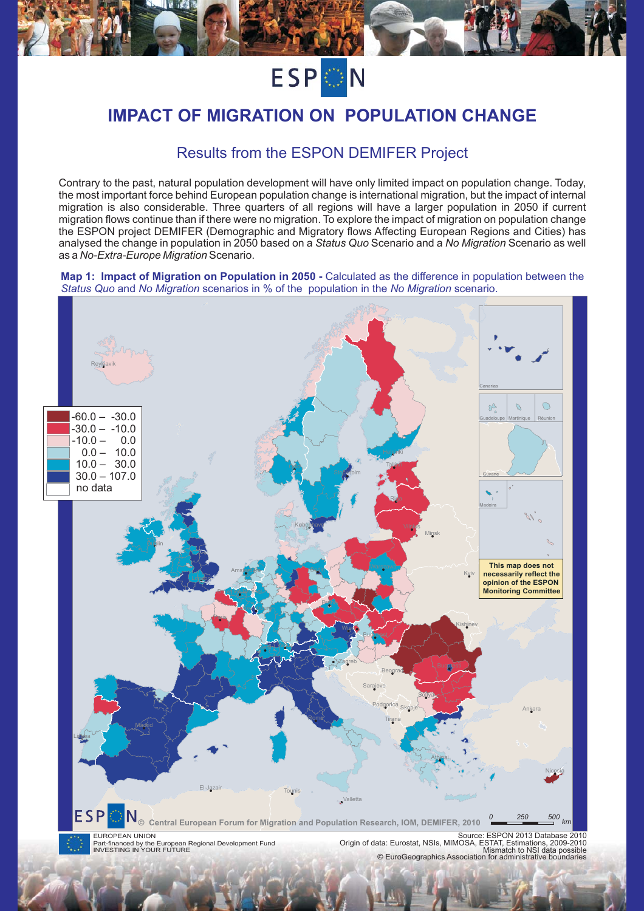# IMPACT OF MIGRATION ON POPULATION CHANGE

## Results from the ESPON DEMIFER Project

Contrary to the past, natural population development will have only limited impact on population change. Today, the most important force behind European population change is international migration, but the impact of internal migration is also considerable. Three quarters of all regions will have a larger population in 2050 if current migration flows continue than if there were no migration. To explore the impact of migration on population change the ESPON project DEMIFER (Demographic and Migratory flows Affecting European Regions and Cities) has analysed the change in population in 2050 based on a *Status Quo* Scenario and a *No Migration* Scenario as well as a *No-Extra-Europe Migration* Scenario.

**Map 1: Impact of Migration on Population in 2050 -** Calculated as the difference in population between the *Status Quo* and *No Migration* scenarios in % of the population in the *No Migration* scenario.

| Legend |
|---|
| -60.0 – -30.0 |
| -30.0 – -10.0 |
| -10.0 – 0.0 |
| 0.0 – 10.0 |
| 10.0 – 30.0 |
| 30.0 – 107.0 |
| no data |

This map does not necessarily reflect the opinion of the ESPON Monitoring Committee

© Central European Forum for Migration and Population Research, IOM, DEMIFER, 2010

EUROPEAN UNION
Part-financed by the European Regional Development Fund
INVESTING IN YOUR FUTURE

Source: ESPON 2013 Database 2010
Origin of data: Eurostat, NSIs, MIMOSA, ESTAT, Estimations, 2009-2010
Mismatch to NSI data possible
© EuroGeographics Association for administrative boundaries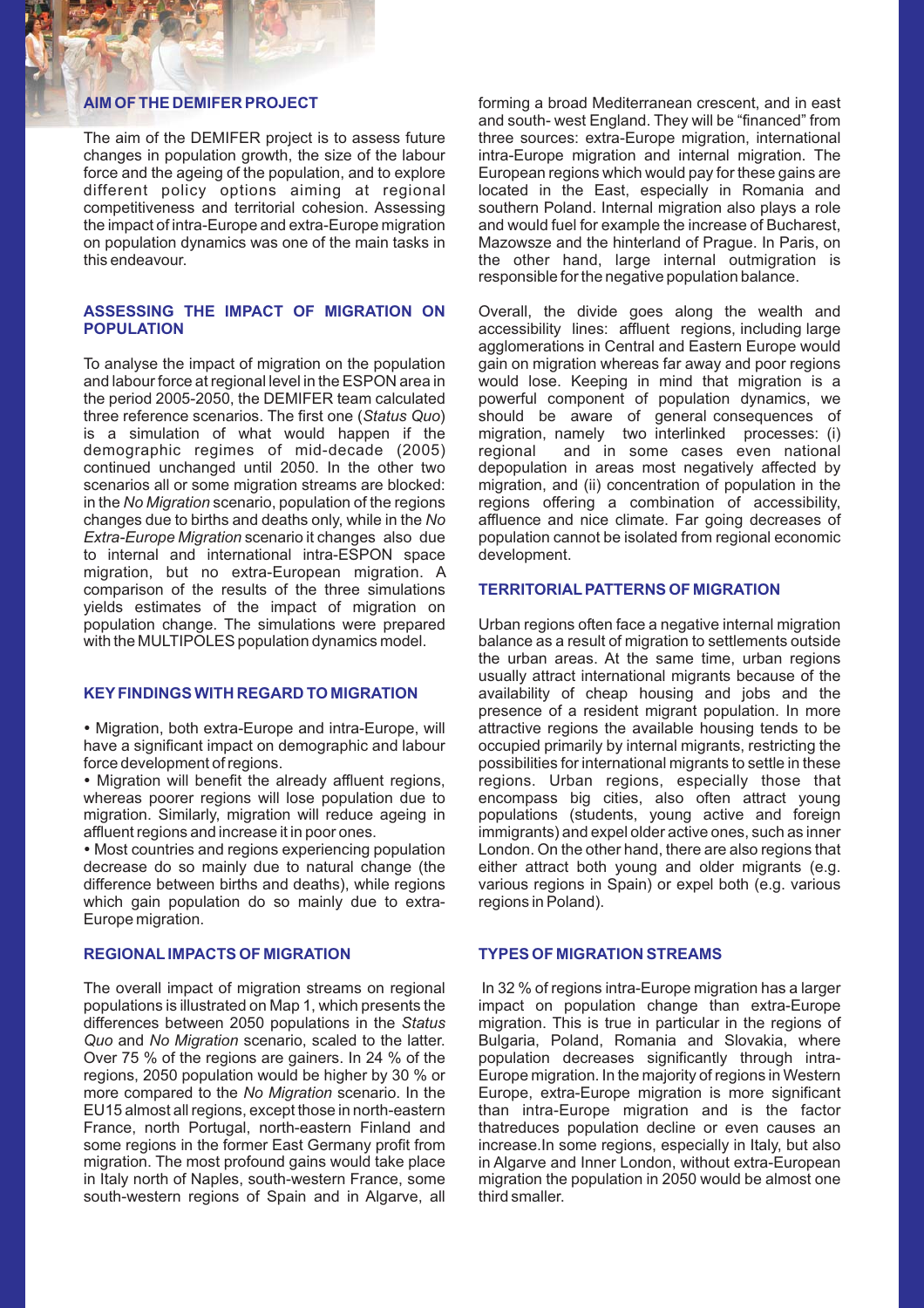## AIM OF THE DEMIFER PROJECT

The aim of the DEMIFER project is to assess future changes in population growth, the size of the labour force and the ageing of the population, and to explore different policy options aiming at regional competitiveness and territorial cohesion. Assessing the impact of intra-Europe and extra-Europe migration on population dynamics was one of the main tasks in this endeavour.

## ASSESSING THE IMPACT OF MIGRATION ON POPULATION

To analyse the impact of migration on the population and labour force at regional level in the ESPON area in the period 2005-2050, the DEMIFER team calculated three reference scenarios. The first one (*Status Quo*) is a simulation of what would happen if the demographic regimes of mid-decade (2005) continued unchanged until 2050. In the other two scenarios all or some migration streams are blocked: in the *No Migration* scenario, population of the regions changes due to births and deaths only, while in the *No Extra-Europe Migration* scenario it changes also due to internal and international intra-ESPON space migration, but no extra-European migration. A comparison of the results of the three simulations yields estimates of the impact of migration on population change. The simulations were prepared with the MULTIPOLES population dynamics model.

## KEY FINDINGS WITH REGARD TO MIGRATION

- Migration, both extra-Europe and intra-Europe, will have a significant impact on demographic and labour force development of regions.
- Migration will benefit the already affluent regions, whereas poorer regions will lose population due to migration. Similarly, migration will reduce ageing in affluent regions and increase it in poor ones.
- Most countries and regions experiencing population decrease do so mainly due to natural change (the difference between births and deaths), while regions which gain population do so mainly due to extra-Europe migration.

## REGIONAL IMPACTS OF MIGRATION

The overall impact of migration streams on regional populations is illustrated on Map 1, which presents the differences between 2050 populations in the *Status Quo* and *No Migration* scenario, scaled to the latter. Over 75 % of the regions are gainers. In 24 % of the regions, 2050 population would be higher by 30 % or more compared to the *No Migration* scenario. In the EU15 almost all regions, except those in north-eastern France, north Portugal, north-eastern Finland and some regions in the former East Germany profit from migration. The most profound gains would take place in Italy north of Naples, south-western France, some south-western regions of Spain and in Algarve, all forming a broad Mediterranean crescent, and in east and south- west England. They will be "financed" from three sources: extra-Europe migration, international intra-Europe migration and internal migration. The European regions which would pay for these gains are located in the East, especially in Romania and southern Poland. Internal migration also plays a role and would fuel for example the increase of Bucharest, Mazowsze and the hinterland of Prague. In Paris, on the other hand, large internal outmigration is responsible for the negative population balance.

Overall, the divide goes along the wealth and accessibility lines: affluent regions, including large agglomerations in Central and Eastern Europe would gain on migration whereas far away and poor regions would lose. Keeping in mind that migration is a powerful component of population dynamics, we should be aware of general consequences of migration, namely two interlinked processes: (i) regional and in some cases even national depopulation in areas most negatively affected by migration, and (ii) concentration of population in the regions offering a combination of accessibility, affluence and nice climate. Far going decreases of population cannot be isolated from regional economic development.

## TERRITORIAL PATTERNS OF MIGRATION

Urban regions often face a negative internal migration balance as a result of migration to settlements outside the urban areas. At the same time, urban regions usually attract international migrants because of the availability of cheap housing and jobs and the presence of a resident migrant population. In more attractive regions the available housing tends to be occupied primarily by internal migrants, restricting the possibilities for international migrants to settle in these regions. Urban regions, especially those that encompass big cities, also often attract young populations (students, young active and foreign immigrants) and expel older active ones, such as inner London. On the other hand, there are also regions that either attract both young and older migrants (e.g. various regions in Spain) or expel both (e.g. various regions in Poland).

## TYPES OF MIGRATION STREAMS

In 32 % of regions intra-Europe migration has a larger impact on population change than extra-Europe migration. This is true in particular in the regions of Bulgaria, Poland, Romania and Slovakia, where population decreases significantly through intra-Europe migration. In the majority of regions in Western Europe, extra-Europe migration is more significant than intra-Europe migration and is the factor thatreduces population decline or even causes an increase.In some regions, especially in Italy, but also in Algarve and Inner London, without extra-European migration the population in 2050 would be almost one third smaller.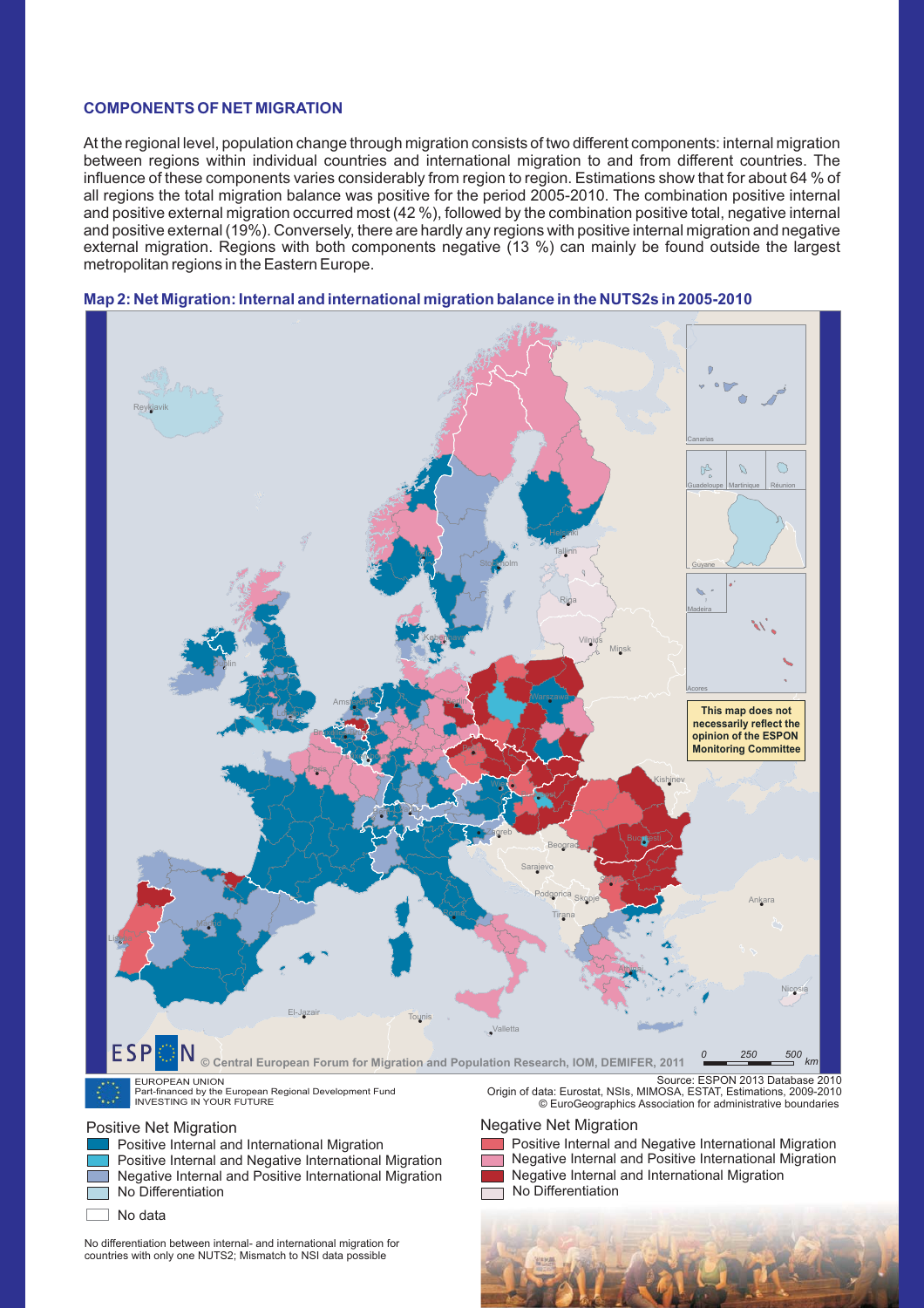## COMPONENTS OF NET MIGRATION

At the regional level, population change through migration consists of two different components: internal migration between regions within individual countries and international migration to and from different countries. The influence of these components varies considerably from region to region. Estimations show that for about 64 % of all regions the total migration balance was positive for the period 2005-2010. The combination positive internal and positive external migration occurred most (42 %), followed by the combination positive total, negative internal and positive external (19%). Conversely, there are hardly any regions with positive internal migration and negative external migration. Regions with both components negative (13 %) can mainly be found outside the largest metropolitan regions in the Eastern Europe.

**Map 2: Net Migration: Internal and international migration balance in the NUTS2s in 2005-2010**

This map does not necessarily reflect the opinion of the ESPON Monitoring Committee

© Central European Forum for Migration and Population Research, IOM, DEMIFER, 2011

EUROPEAN UNION
Part-financed by the European Regional Development Fund
INVESTING IN YOUR FUTURE

Source: ESPON 2013 Database 2010
Origin of data: Eurostat, NSIs, MIMOSA, ESTAT, Estimations, 2009-2010
© EuroGeographics Association for administrative boundaries

Positive Net Migration
- Positive Internal and International Migration
- Positive Internal and Negative International Migration
- Negative Internal and Positive International Migration
- No Differentiation

Negative Net Migration
- Positive Internal and Negative International Migration
- Negative Internal and Positive International Migration
- Negative Internal and International Migration
- No Differentiation

No data

No differentiation between internal- and international migration for countries with only one NUTS2; Mismatch to NSI data possible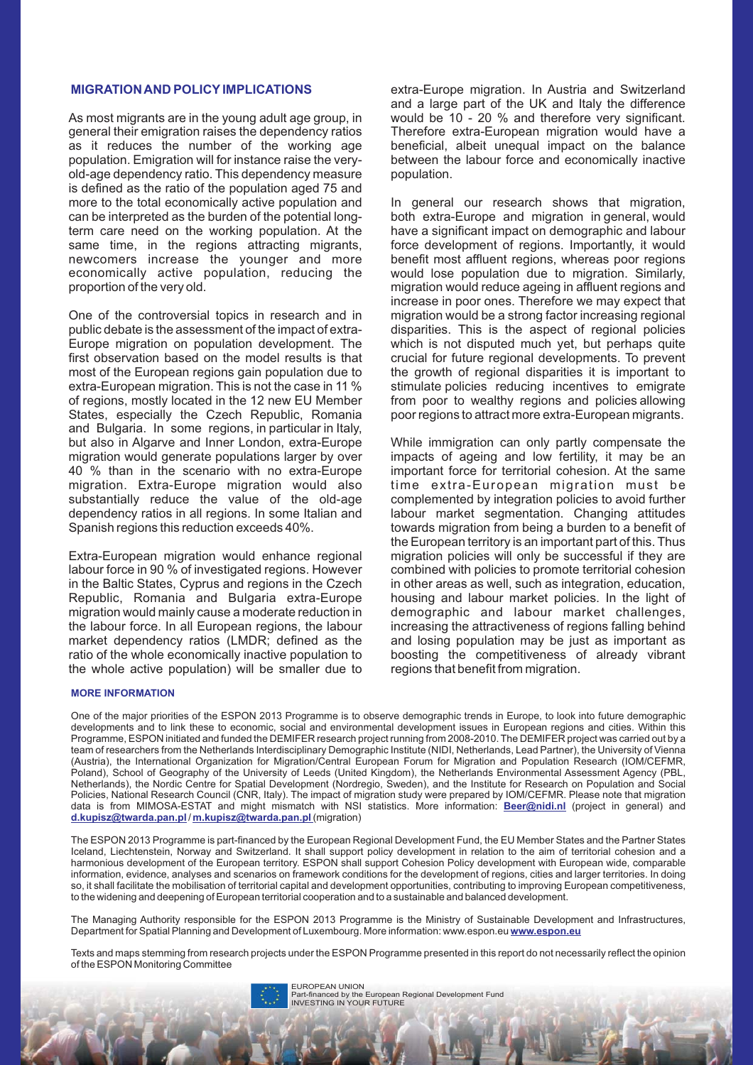## MIGRATION AND POLICY IMPLICATIONS

As most migrants are in the young adult age group, in general their emigration raises the dependency ratios as it reduces the number of the working age population. Emigration will for instance raise the very-old-age dependency ratio. This dependency measure is defined as the ratio of the population aged 75 and more to the total economically active population and can be interpreted as the burden of the potential long-term care need on the working population. At the same time, in the regions attracting migrants, newcomers increase the younger and more economically active population, reducing the proportion of the very old.

One of the controversial topics in research and in public debate is the assessment of the impact of extra-Europe migration on population development. The first observation based on the model results is that most of the European regions gain population due to extra-European migration. This is not the case in 11 % of regions, mostly located in the 12 new EU Member States, especially the Czech Republic, Romania and Bulgaria. In some regions, in particular in Italy, but also in Algarve and Inner London, extra-Europe migration would generate populations larger by over 40 % than in the scenario with no extra-Europe migration. Extra-Europe migration would also substantially reduce the value of the old-age dependency ratios in all regions. In some Italian and Spanish regions this reduction exceeds 40%.

Extra-European migration would enhance regional labour force in 90 % of investigated regions. However in the Baltic States, Cyprus and regions in the Czech Republic, Romania and Bulgaria extra-Europe migration would mainly cause a moderate reduction in the labour force. In all European regions, the labour market dependency ratios (LMDR; defined as the ratio of the whole economically inactive population to the whole active population) will be smaller due to extra-Europe migration. In Austria and Switzerland and a large part of the UK and Italy the difference would be 10 - 20 % and therefore very significant. Therefore extra-European migration would have a beneficial, albeit unequal impact on the balance between the labour force and economically inactive population.

In general our research shows that migration, both extra-Europe and migration in general, would have a significant impact on demographic and labour force development of regions. Importantly, it would benefit most affluent regions, whereas poor regions would lose population due to migration. Similarly, migration would reduce ageing in affluent regions and increase in poor ones. Therefore we may expect that migration would be a strong factor increasing regional disparities. This is the aspect of regional policies which is not disputed much yet, but perhaps quite crucial for future regional developments. To prevent the growth of regional disparities it is important to stimulate policies reducing incentives to emigrate from poor to wealthy regions and policies allowing poor regions to attract more extra-European migrants.

While immigration can only partly compensate the impacts of ageing and low fertility, it may be an important force for territorial cohesion. At the same time extra-European migration must be complemented by integration policies to avoid further labour market segmentation. Changing attitudes towards migration from being a burden to a benefit of the European territory is an important part of this. Thus migration policies will only be successful if they are combined with policies to promote territorial cohesion in other areas as well, such as integration, education, housing and labour market policies. In the light of demographic and labour market challenges, increasing the attractiveness of regions falling behind and losing population may be just as important as boosting the competitiveness of already vibrant regions that benefit from migration.

### MORE INFORMATION

One of the major priorities of the ESPON 2013 Programme is to observe demographic trends in Europe, to look into future demographic developments and to link these to economic, social and environmental development issues in European regions and cities. Within this Programme, ESPON initiated and funded the DEMIFER research project running from 2008-2010. The DEMIFER project was carried out by a team of researchers from the Netherlands Interdisciplinary Demographic Institute (NIDI, Netherlands, Lead Partner), the University of Vienna (Austria), the International Organization for Migration/Central European Forum for Migration and Population Research (IOM/CEFMR, Poland), School of Geography of the University of Leeds (United Kingdom), the Netherlands Environmental Assessment Agency (PBL, Netherlands), the Nordic Centre for Spatial Development (Nordregio, Sweden), and the Institute for Research on Population and Social Policies, National Research Council (CNR, Italy). The impact of migration study were prepared by IOM/CEFMR. Please note that migration data is from MIMOSA-ESTAT and might mismatch with NSI statistics. More information: **Beer@nidi.nl** (project in general) and **d.kupisz@twarda.pan.pl** / **m.kupisz@twarda.pan.pl** (migration)

The ESPON 2013 Programme is part-financed by the European Regional Development Fund, the EU Member States and the Partner States Iceland, Liechtenstein, Norway and Switzerland. It shall support policy development in relation to the aim of territorial cohesion and a harmonious development of the European territory. ESPON shall support Cohesion Policy development with European wide, comparable information, evidence, analyses and scenarios on framework conditions for the development of regions, cities and larger territories. In doing so, it shall facilitate the mobilisation of territorial capital and development opportunities, contributing to improving European competitiveness, to the widening and deepening of European territorial cooperation and to a sustainable and balanced development.

The Managing Authority responsible for the ESPON 2013 Programme is the Ministry of Sustainable Development and Infrastructures, Department for Spatial Planning and Development of Luxembourg. More information: www.espon.eu **www.espon.eu**

Texts and maps stemming from research projects under the ESPON Programme presented in this report do not necessarily reflect the opinion of the ESPON Monitoring Committee

EUROPEAN UNION
Part-financed by the European Regional Development Fund
INVESTING IN YOUR FUTURE